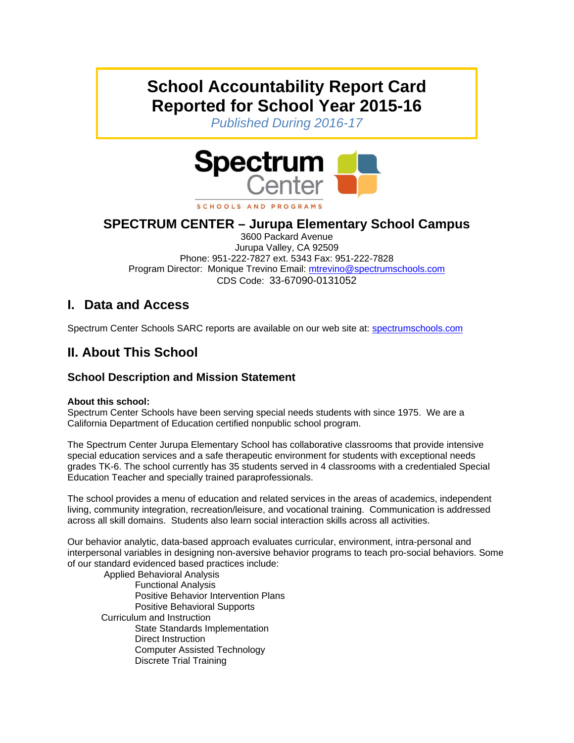# School Accountability Report Card
# Reported for School Year 2015-16

*Published During 2016-17*

Spectrum Center
SCHOOLS AND PROGRAMS

## SPECTRUM CENTER – Jurupa Elementary School Campus

3600 Packard Avenue
Jurupa Valley, CA 92509
Phone: 951-222-7827 ext. 5343 Fax: 951-222-7828
Program Director: Monique Trevino Email: mtrevino@spectrumschools.com
CDS Code: 33-67090-0131052

## I. Data and Access

Spectrum Center Schools SARC reports are available on our web site at: spectrumschools.com

## II. About This School

### School Description and Mission Statement

**About this school:**
Spectrum Center Schools have been serving special needs students with since 1975. We are a California Department of Education certified nonpublic school program.

The Spectrum Center Jurupa Elementary School has collaborative classrooms that provide intensive special education services and a safe therapeutic environment for students with exceptional needs grades TK-6. The school currently has 35 students served in 4 classrooms with a credentialed Special Education Teacher and specially trained paraprofessionals.

The school provides a menu of education and related services in the areas of academics, independent living, community integration, recreation/leisure, and vocational training. Communication is addressed across all skill domains. Students also learn social interaction skills across all activities.

Our behavior analytic, data-based approach evaluates curricular, environment, intra-personal and interpersonal variables in designing non-aversive behavior programs to teach pro-social behaviors. Some of our standard evidenced based practices include:

- Applied Behavioral Analysis
  - Functional Analysis
  - Positive Behavior Intervention Plans
  - Positive Behavioral Supports
- Curriculum and Instruction
  - State Standards Implementation
  - Direct Instruction
  - Computer Assisted Technology
  - Discrete Trial Training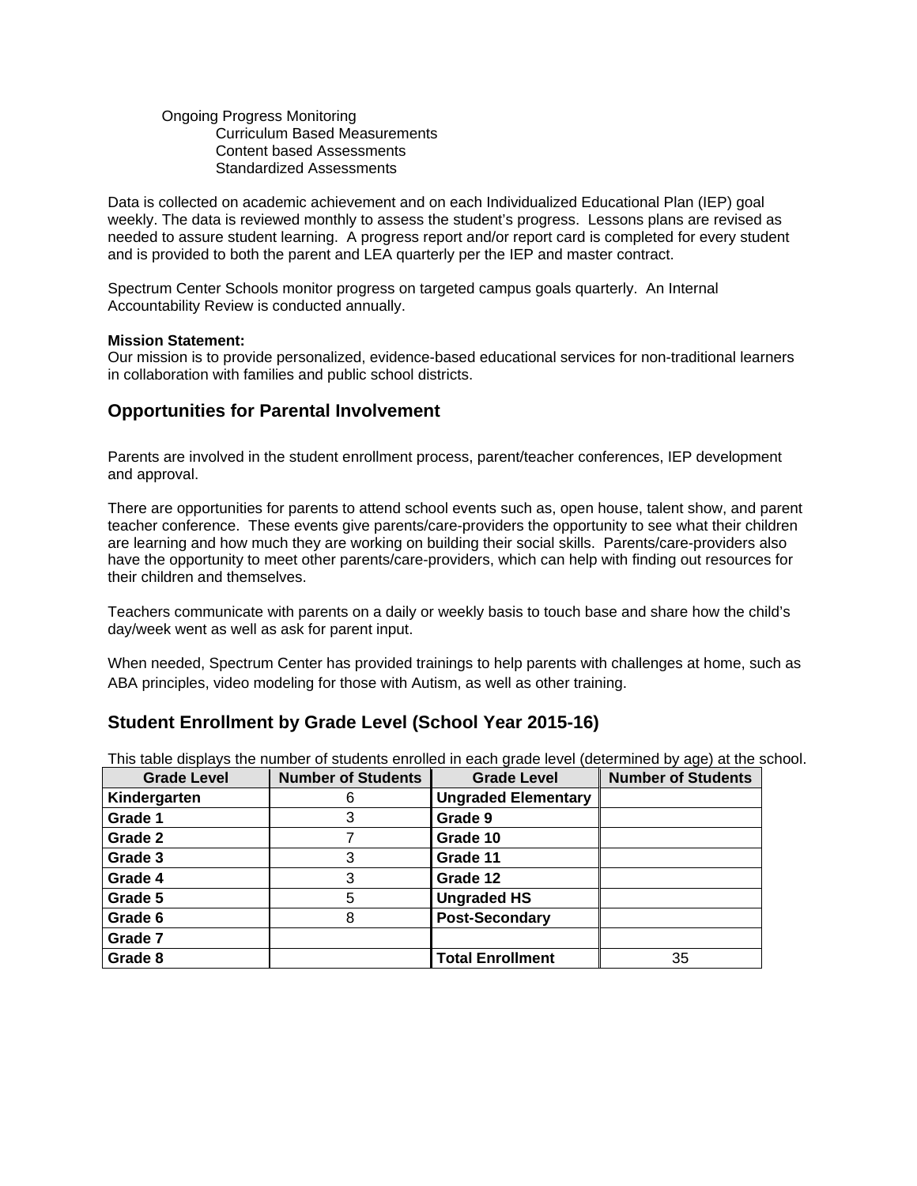Ongoing Progress Monitoring
- Curriculum Based Measurements
- Content based Assessments
- Standardized Assessments

Data is collected on academic achievement and on each Individualized Educational Plan (IEP) goal weekly. The data is reviewed monthly to assess the student's progress. Lessons plans are revised as needed to assure student learning. A progress report and/or report card is completed for every student and is provided to both the parent and LEA quarterly per the IEP and master contract.

Spectrum Center Schools monitor progress on targeted campus goals quarterly. An Internal Accountability Review is conducted annually.

**Mission Statement:**
Our mission is to provide personalized, evidence-based educational services for non-traditional learners in collaboration with families and public school districts.

## Opportunities for Parental Involvement

Parents are involved in the student enrollment process, parent/teacher conferences, IEP development and approval.

There are opportunities for parents to attend school events such as, open house, talent show, and parent teacher conference. These events give parents/care-providers the opportunity to see what their children are learning and how much they are working on building their social skills. Parents/care-providers also have the opportunity to meet other parents/care-providers, which can help with finding out resources for their children and themselves.

Teachers communicate with parents on a daily or weekly basis to touch base and share how the child's day/week went as well as ask for parent input.

When needed, Spectrum Center has provided trainings to help parents with challenges at home, such as ABA principles, video modeling for those with Autism, as well as other training.

## Student Enrollment by Grade Level (School Year 2015-16)

This table displays the number of students enrolled in each grade level (determined by age) at the school.

| Grade Level | Number of Students | Grade Level | Number of Students |
|---|---|---|---|
| **Kindergarten** | 6 | **Ungraded Elementary** | |
| **Grade 1** | 3 | **Grade 9** | |
| **Grade 2** | 7 | **Grade 10** | |
| **Grade 3** | 3 | **Grade 11** | |
| **Grade 4** | 3 | **Grade 12** | |
| **Grade 5** | 5 | **Ungraded HS** | |
| **Grade 6** | 8 | **Post-Secondary** | |
| **Grade 7** | | | |
| **Grade 8** | | **Total Enrollment** | 35 |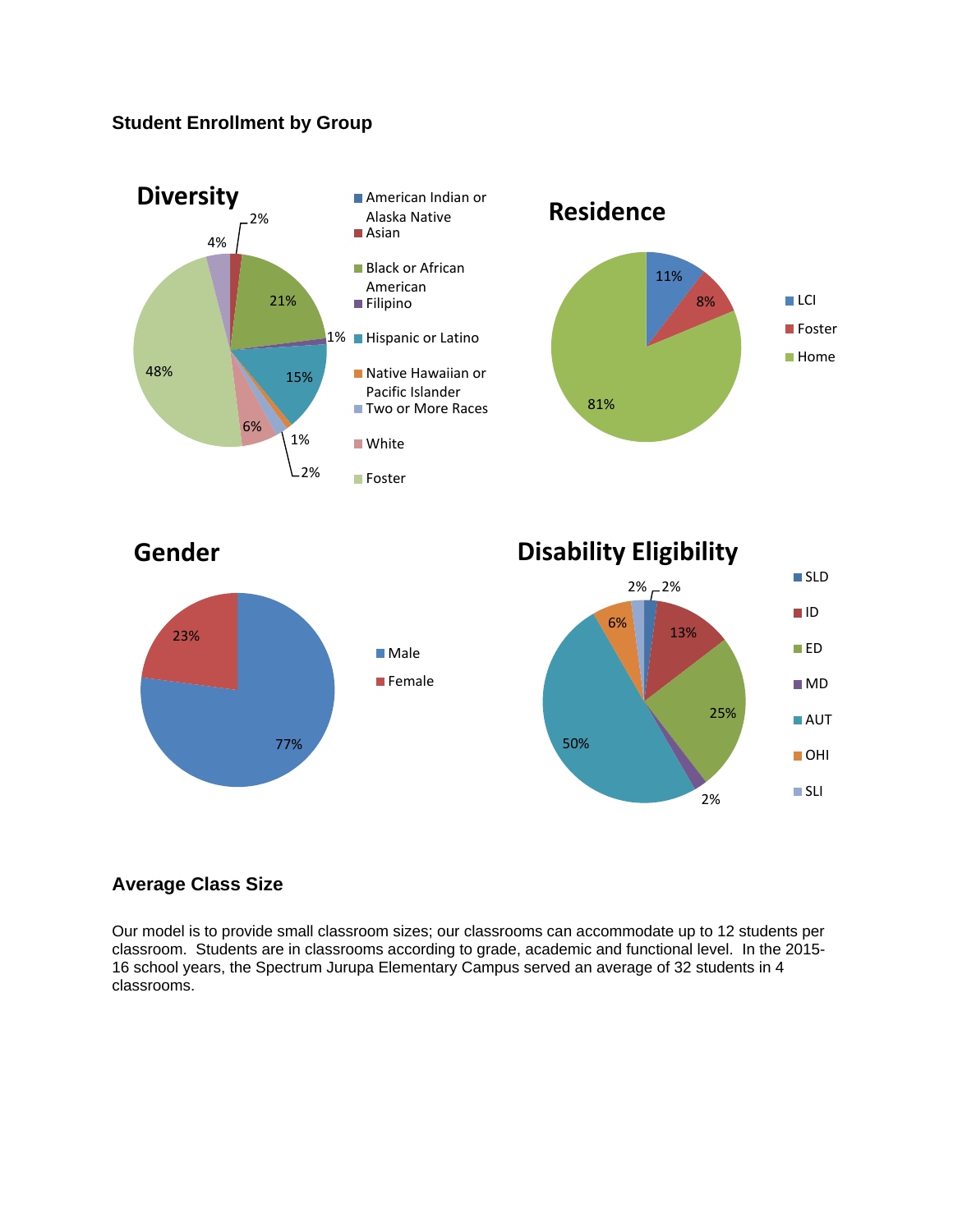### Student Enrollment by Group

**Diversity**

| Group | Percent |
| --- | --- |
| American Indian or Alaska Native | |
| Asian | 2% |
| Black or African American | 21% |
| Filipino | 1% |
| Hispanic or Latino | 15% |
| Native Hawaiian or Pacific Islander | 1% |
| Two or More Races | 2% |
| White | 6% |
| Foster | 48% |

Additional label shown on chart: 4%

**Residence**

| Group | Percent |
| --- | --- |
| LCI | 11% |
| Foster | 8% |
| Home | 81% |

**Gender**

| Group | Percent |
| --- | --- |
| Male | 77% |
| Female | 23% |

**Disability Eligibility**

| Group | Percent |
| --- | --- |
| SLD | 2% |
| ID | 13% |
| ED | 25% |
| MD | 2% |
| AUT | 50% |
| OHI | 6% |
| SLI | 2% |

### Average Class Size

Our model is to provide small classroom sizes; our classrooms can accommodate up to 12 students per classroom. Students are in classrooms according to grade, academic and functional level. In the 2015-16 school years, the Spectrum Jurupa Elementary Campus served an average of 32 students in 4 classrooms.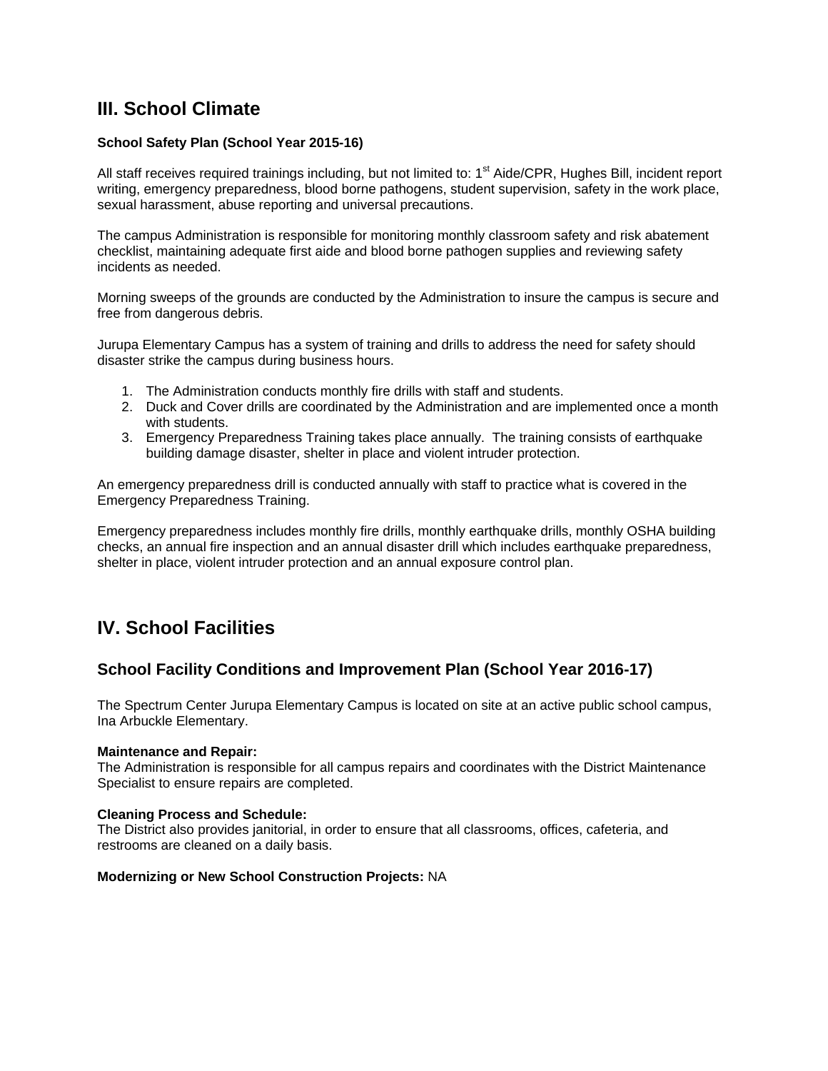# III. School Climate

**School Safety Plan (School Year 2015-16)**

All staff receives required trainings including, but not limited to: 1st Aide/CPR, Hughes Bill, incident report writing, emergency preparedness, blood borne pathogens, student supervision, safety in the work place, sexual harassment, abuse reporting and universal precautions.

The campus Administration is responsible for monitoring monthly classroom safety and risk abatement checklist, maintaining adequate first aide and blood borne pathogen supplies and reviewing safety incidents as needed.

Morning sweeps of the grounds are conducted by the Administration to insure the campus is secure and free from dangerous debris.

Jurupa Elementary Campus has a system of training and drills to address the need for safety should disaster strike the campus during business hours.

1. The Administration conducts monthly fire drills with staff and students.
2. Duck and Cover drills are coordinated by the Administration and are implemented once a month with students.
3. Emergency Preparedness Training takes place annually. The training consists of earthquake building damage disaster, shelter in place and violent intruder protection.

An emergency preparedness drill is conducted annually with staff to practice what is covered in the Emergency Preparedness Training.

Emergency preparedness includes monthly fire drills, monthly earthquake drills, monthly OSHA building checks, an annual fire inspection and an annual disaster drill which includes earthquake preparedness, shelter in place, violent intruder protection and an annual exposure control plan.

# IV. School Facilities

## School Facility Conditions and Improvement Plan (School Year 2016-17)

The Spectrum Center Jurupa Elementary Campus is located on site at an active public school campus, Ina Arbuckle Elementary.

**Maintenance and Repair:**
The Administration is responsible for all campus repairs and coordinates with the District Maintenance Specialist to ensure repairs are completed.

**Cleaning Process and Schedule:**
The District also provides janitorial, in order to ensure that all classrooms, offices, cafeteria, and restrooms are cleaned on a daily basis.

**Modernizing or New School Construction Projects:** NA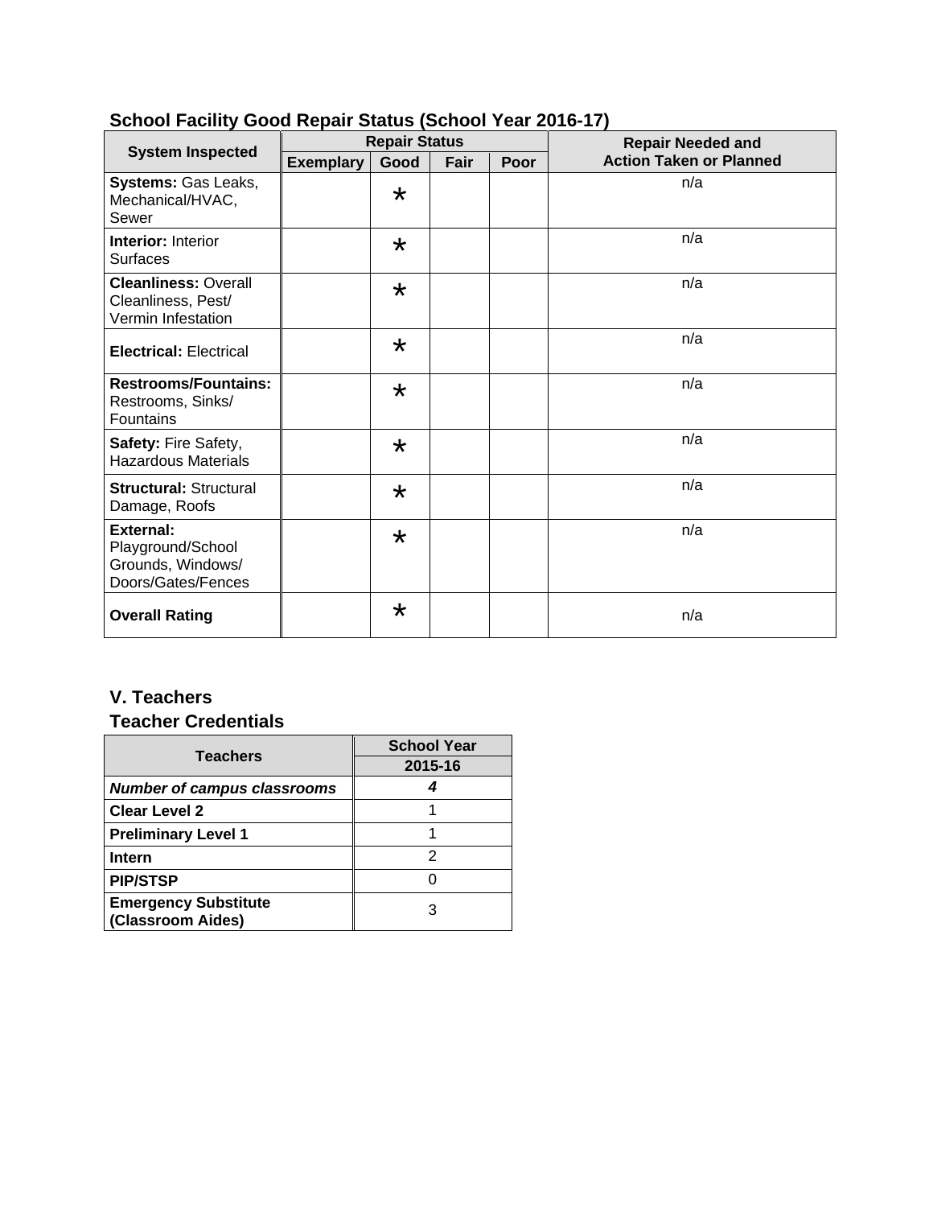## School Facility Good Repair Status (School Year 2016-17)

| System Inspected | Repair Status | | | | Repair Needed and Action Taken or Planned |
|---|---|---|---|---|---|
| | Exemplary | Good | Fair | Poor | |
| **Systems:** Gas Leaks, Mechanical/HVAC, Sewer | | * | | | n/a |
| **Interior:** Interior Surfaces | | * | | | n/a |
| **Cleanliness:** Overall Cleanliness, Pest/ Vermin Infestation | | * | | | n/a |
| **Electrical:** Electrical | | * | | | n/a |
| **Restrooms/Fountains:** Restrooms, Sinks/ Fountains | | * | | | n/a |
| **Safety:** Fire Safety, Hazardous Materials | | * | | | n/a |
| **Structural:** Structural Damage, Roofs | | * | | | n/a |
| **External:** Playground/School Grounds, Windows/ Doors/Gates/Fences | | * | | | n/a |
| **Overall Rating** | | * | | | n/a |

## V. Teachers

### Teacher Credentials

| Teachers | School Year |
|---|---|
| | 2015-16 |
| ***Number of campus classrooms*** | ***4*** |
| **Clear Level 2** | 1 |
| **Preliminary Level 1** | 1 |
| **Intern** | 2 |
| **PIP/STSP** | 0 |
| **Emergency Substitute (Classroom Aides)** | 3 |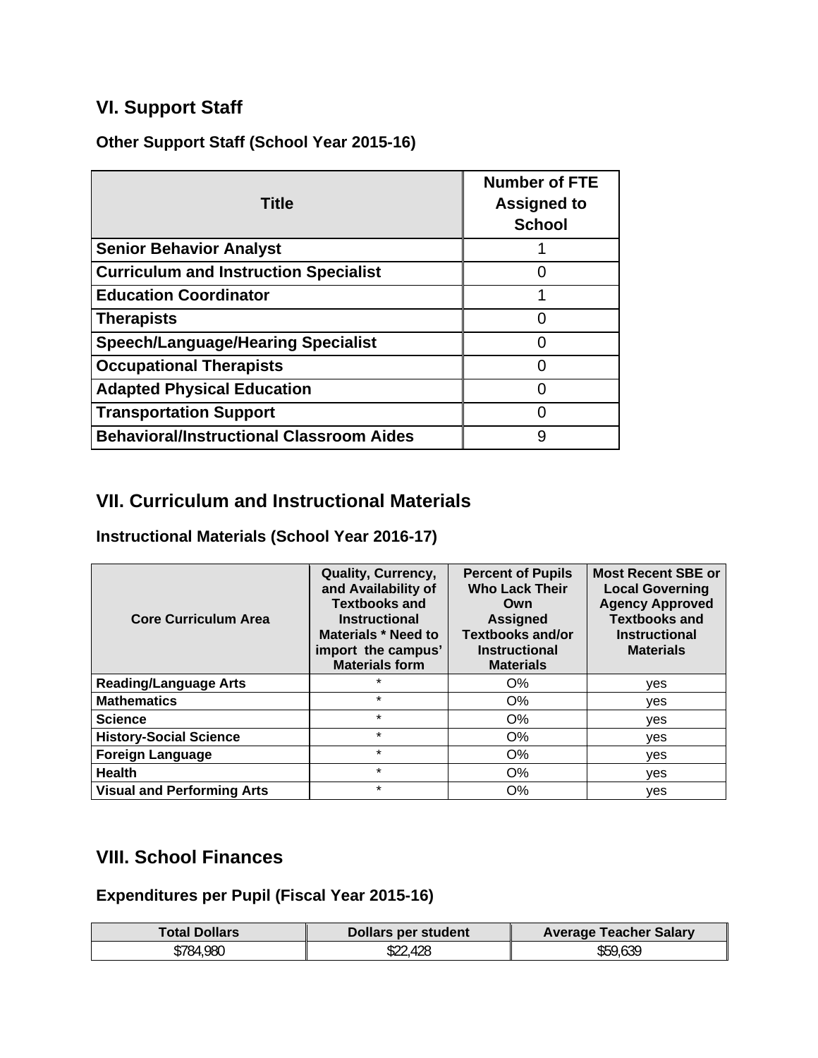## VI. Support Staff

### Other Support Staff (School Year 2015-16)

| Title | Number of FTE Assigned to School |
|---|---|
| Senior Behavior Analyst | 1 |
| Curriculum and Instruction Specialist | 0 |
| Education Coordinator | 1 |
| Therapists | 0 |
| Speech/Language/Hearing Specialist | 0 |
| Occupational Therapists | 0 |
| Adapted Physical Education | 0 |
| Transportation Support | 0 |
| Behavioral/Instructional Classroom Aides | 9 |

## VII. Curriculum and Instructional Materials

### Instructional Materials (School Year 2016-17)

| Core Curriculum Area | Quality, Currency, and Availability of Textbooks and Instructional Materials * Need to import the campus' Materials form | Percent of Pupils Who Lack Their Own Assigned Textbooks and/or Instructional Materials | Most Recent SBE or Local Governing Agency Approved Textbooks and Instructional Materials |
|---|---|---|---|
| Reading/Language Arts | * | O% | yes |
| Mathematics | * | O% | yes |
| Science | * | O% | yes |
| History-Social Science | * | O% | yes |
| Foreign Language | * | O% | yes |
| Health | * | O% | yes |
| Visual and Performing Arts | * | O% | yes |

## VIII. School Finances

### Expenditures per Pupil (Fiscal Year 2015-16)

| Total Dollars | Dollars per student | Average Teacher Salary |
|---|---|---|
| $784,980 | $22,428 | $59,639 |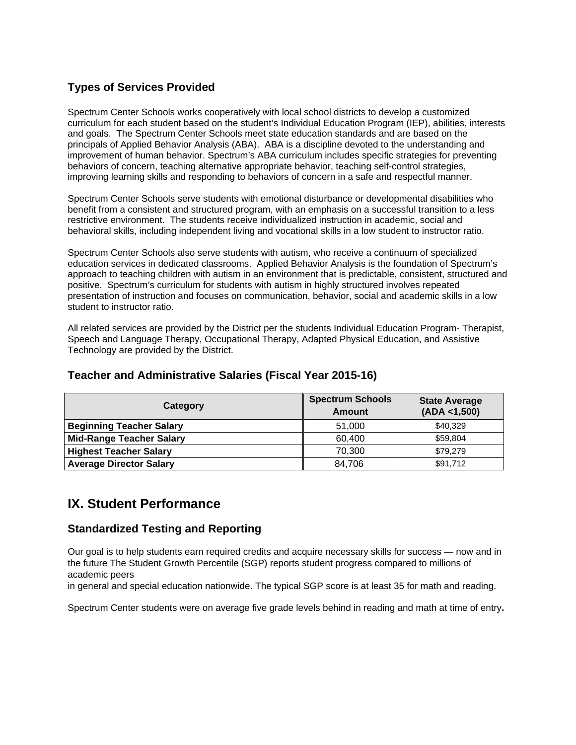## Types of Services Provided

Spectrum Center Schools works cooperatively with local school districts to develop a customized curriculum for each student based on the student's Individual Education Program (IEP), abilities, interests and goals. The Spectrum Center Schools meet state education standards and are based on the principals of Applied Behavior Analysis (ABA). ABA is a discipline devoted to the understanding and improvement of human behavior. Spectrum's ABA curriculum includes specific strategies for preventing behaviors of concern, teaching alternative appropriate behavior, teaching self-control strategies, improving learning skills and responding to behaviors of concern in a safe and respectful manner.

Spectrum Center Schools serve students with emotional disturbance or developmental disabilities who benefit from a consistent and structured program, with an emphasis on a successful transition to a less restrictive environment. The students receive individualized instruction in academic, social and behavioral skills, including independent living and vocational skills in a low student to instructor ratio.

Spectrum Center Schools also serve students with autism, who receive a continuum of specialized education services in dedicated classrooms. Applied Behavior Analysis is the foundation of Spectrum's approach to teaching children with autism in an environment that is predictable, consistent, structured and positive. Spectrum's curriculum for students with autism in highly structured involves repeated presentation of instruction and focuses on communication, behavior, social and academic skills in a low student to instructor ratio.

All related services are provided by the District per the students Individual Education Program- Therapist, Speech and Language Therapy, Occupational Therapy, Adapted Physical Education, and Assistive Technology are provided by the District.

## Teacher and Administrative Salaries (Fiscal Year 2015-16)

| Category | Spectrum Schools Amount | State Average (ADA <1,500) |
|---|---|---|
| **Beginning Teacher Salary** | 51,000 | $40,329 |
| **Mid-Range Teacher Salary** | 60,400 | $59,804 |
| **Highest Teacher Salary** | 70,300 | $79,279 |
| **Average Director Salary** | 84,706 | $91,712 |

# IX. Student Performance

## Standardized Testing and Reporting

Our goal is to help students earn required credits and acquire necessary skills for success — now and in the future The Student Growth Percentile (SGP) reports student progress compared to millions of academic peers
in general and special education nationwide. The typical SGP score is at least 35 for math and reading.

Spectrum Center students were on average five grade levels behind in reading and math at time of entry.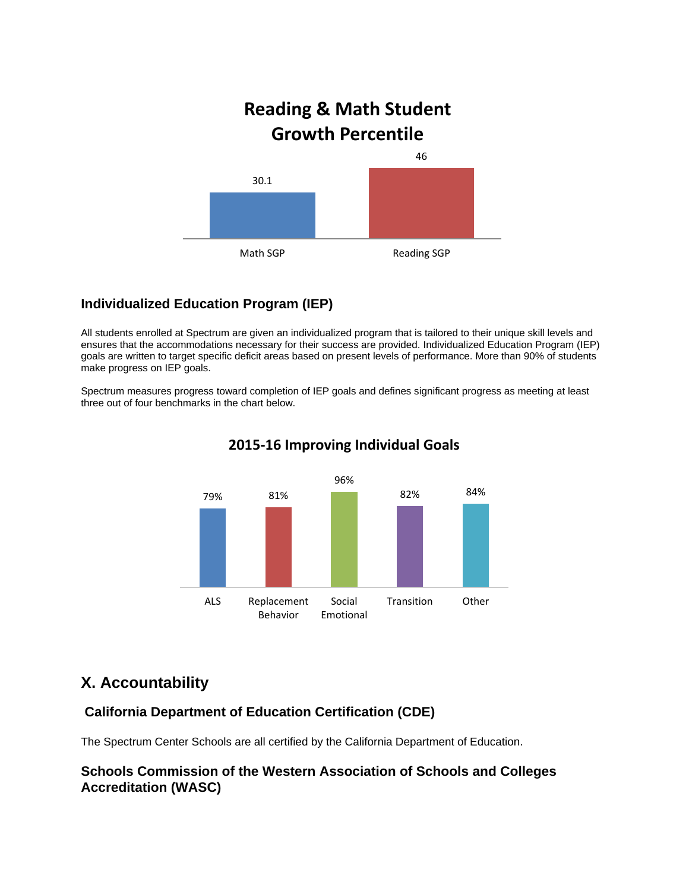**Reading & Math Student Growth Percentile**

| | Math SGP | Reading SGP |
| --- | --- | --- |
| Value | 30.1 | 46 |

### Individualized Education Program (IEP)

All students enrolled at Spectrum are given an individualized program that is tailored to their unique skill levels and ensures that the accommodations necessary for their success are provided. Individualized Education Program (IEP) goals are written to target specific deficit areas based on present levels of performance. More than 90% of students make progress on IEP goals.

Spectrum measures progress toward completion of IEP goals and defines significant progress as meeting at least three out of four benchmarks in the chart below.

**2015-16 Improving Individual Goals**

| ALS | Replacement Behavior | Social Emotional | Transition | Other |
| --- | --- | --- | --- | --- |
| 79% | 81% | 96% | 82% | 84% |

## X. Accountability

### California Department of Education Certification (CDE)

The Spectrum Center Schools are all certified by the California Department of Education.

### Schools Commission of the Western Association of Schools and Colleges Accreditation (WASC)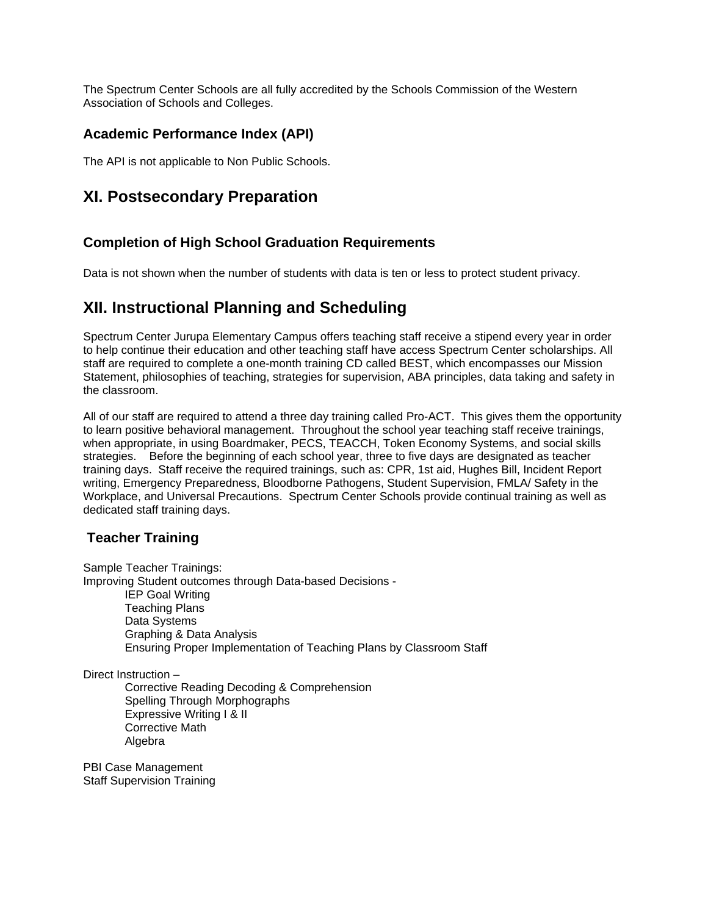The Spectrum Center Schools are all fully accredited by the Schools Commission of the Western Association of Schools and Colleges.

### Academic Performance Index (API)

The API is not applicable to Non Public Schools.

## XI. Postsecondary Preparation

### Completion of High School Graduation Requirements

Data is not shown when the number of students with data is ten or less to protect student privacy.

## XII. Instructional Planning and Scheduling

Spectrum Center Jurupa Elementary Campus offers teaching staff receive a stipend every year in order to help continue their education and other teaching staff have access Spectrum Center scholarships. All staff are required to complete a one-month training CD called BEST, which encompasses our Mission Statement, philosophies of teaching, strategies for supervision, ABA principles, data taking and safety in the classroom.

All of our staff are required to attend a three day training called Pro-ACT. This gives them the opportunity to learn positive behavioral management. Throughout the school year teaching staff receive trainings, when appropriate, in using Boardmaker, PECS, TEACCH, Token Economy Systems, and social skills strategies. Before the beginning of each school year, three to five days are designated as teacher training days. Staff receive the required trainings, such as: CPR, 1st aid, Hughes Bill, Incident Report writing, Emergency Preparedness, Bloodborne Pathogens, Student Supervision, FMLA/ Safety in the Workplace, and Universal Precautions. Spectrum Center Schools provide continual training as well as dedicated staff training days.

### Teacher Training

Sample Teacher Trainings:

Improving Student outcomes through Data-based Decisions -

- IEP Goal Writing
- Teaching Plans
- Data Systems
- Graphing & Data Analysis
- Ensuring Proper Implementation of Teaching Plans by Classroom Staff

Direct Instruction –

- Corrective Reading Decoding & Comprehension
- Spelling Through Morphographs
- Expressive Writing I & II
- Corrective Math
- Algebra

PBI Case Management

Staff Supervision Training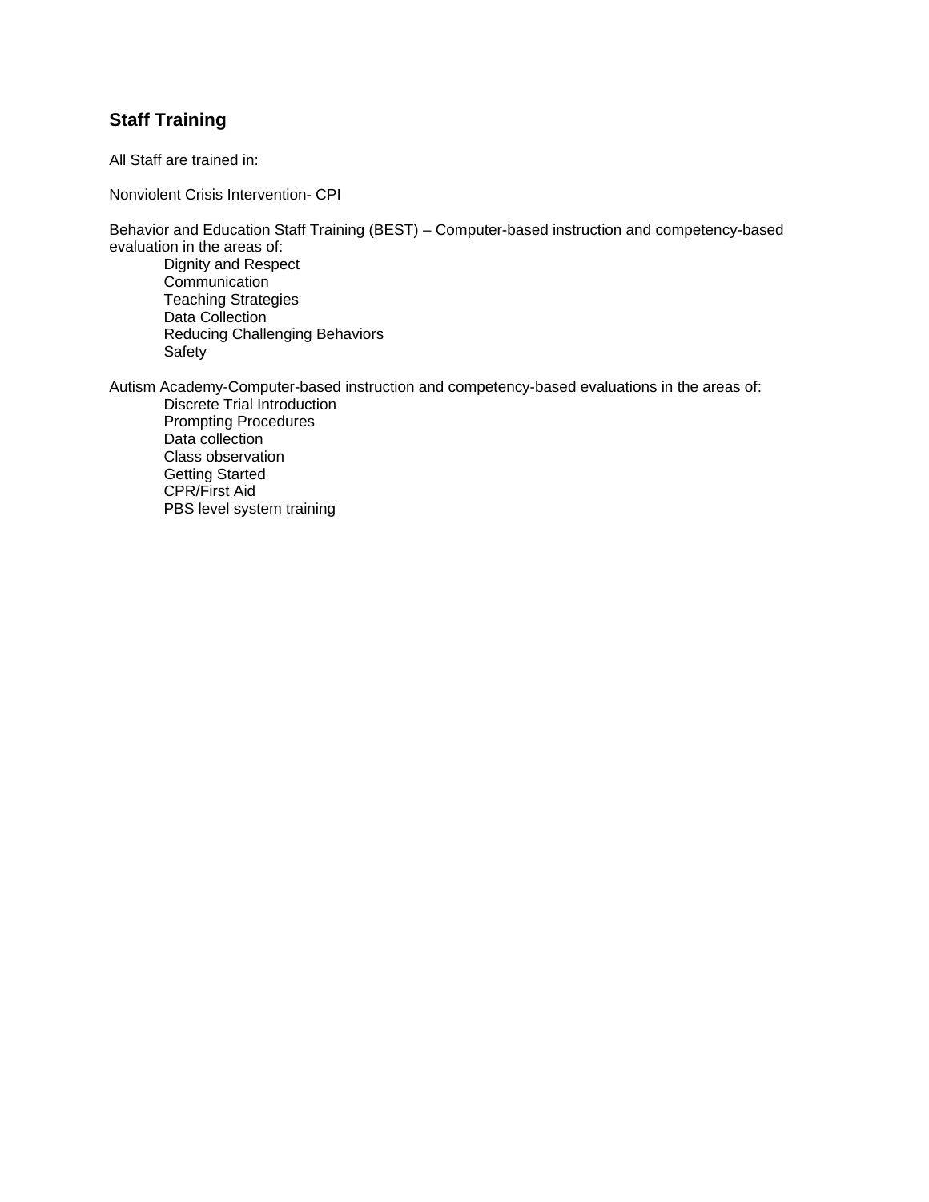## Staff Training

All Staff are trained in:

Nonviolent Crisis Intervention- CPI

Behavior and Education Staff Training (BEST) – Computer-based instruction and competency-based evaluation in the areas of:

- Dignity and Respect
- Communication
- Teaching Strategies
- Data Collection
- Reducing Challenging Behaviors
- Safety

Autism Academy-Computer-based instruction and competency-based evaluations in the areas of:

- Discrete Trial Introduction
- Prompting Procedures
- Data collection
- Class observation
- Getting Started
- CPR/First Aid
- PBS level system training